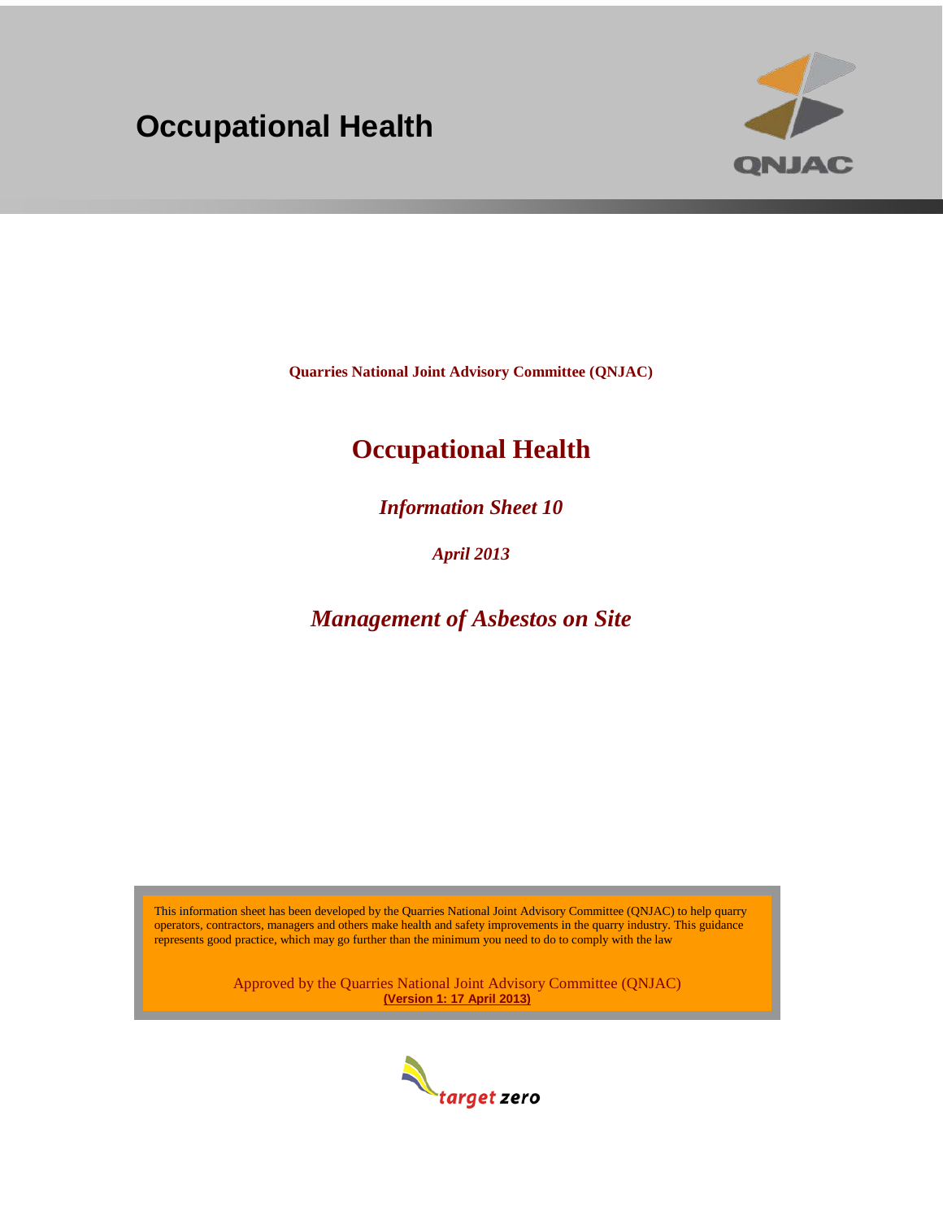# Occupational Health

**Quarries National Joint Advisory Committee (QNJAC)**

## Occupational Health

***Information Sheet 10***

***April 2013***

## *Management of Asbestos on Site*

This information sheet has been developed by the Quarries National Joint Advisory Committee (QNJAC) to help quarry operators, contractors, managers and others make health and safety improvements in the quarry industry. This guidance represents good practice, which may go further than the minimum you need to do to comply with the law

Approved by the Quarries National Joint Advisory Committee (QNJAC)
**(Version 1: 17 April 2013)**

target zero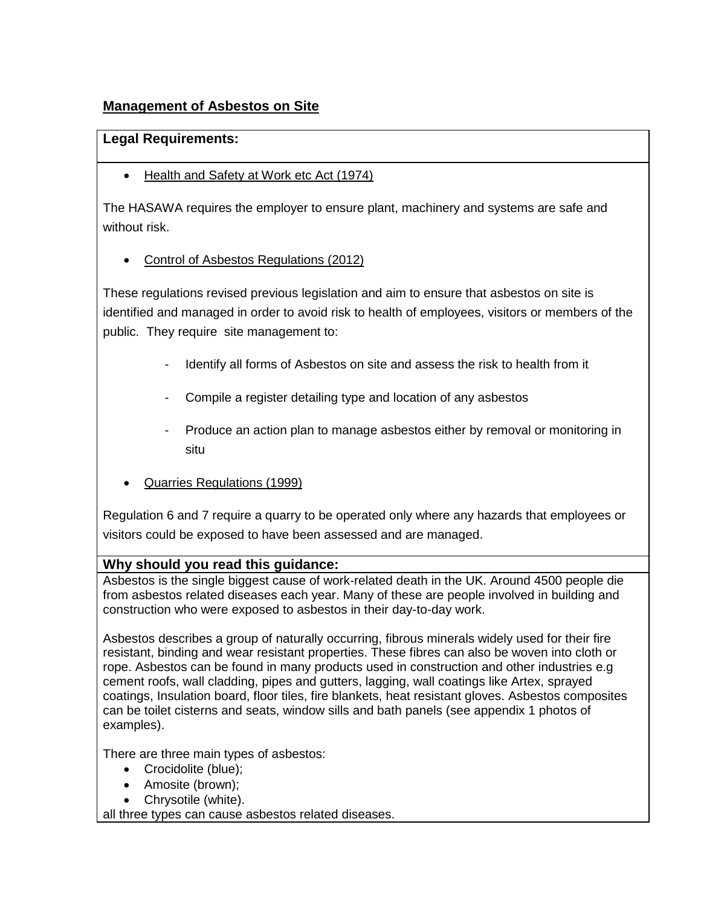## Management of Asbestos on Site

**Legal Requirements:**

- Health and Safety at Work etc Act (1974)

The HASAWA requires the employer to ensure plant, machinery and systems are safe and without risk.

- Control of Asbestos Regulations (2012)

These regulations revised previous legislation and aim to ensure that asbestos on site is identified and managed in order to avoid risk to health of employees, visitors or members of the public. They require site management to:

- Identify all forms of Asbestos on site and assess the risk to health from it
- Compile a register detailing type and location of any asbestos
- Produce an action plan to manage asbestos either by removal or monitoring in situ

- Quarries Regulations (1999)

Regulation 6 and 7 require a quarry to be operated only where any hazards that employees or visitors could be exposed to have been assessed and are managed.

**Why should you read this guidance:**

Asbestos is the single biggest cause of work-related death in the UK. Around 4500 people die from asbestos related diseases each year. Many of these are people involved in building and construction who were exposed to asbestos in their day-to-day work.

Asbestos describes a group of naturally occurring, fibrous minerals widely used for their fire resistant, binding and wear resistant properties. These fibres can also be woven into cloth or rope. Asbestos can be found in many products used in construction and other industries e.g cement roofs, wall cladding, pipes and gutters, lagging, wall coatings like Artex, sprayed coatings, Insulation board, floor tiles, fire blankets, heat resistant gloves. Asbestos composites can be toilet cisterns and seats, window sills and bath panels (see appendix 1 photos of examples).

There are three main types of asbestos:

- Crocidolite (blue);
- Amosite (brown);
- Chrysotile (white).

all three types can cause asbestos related diseases.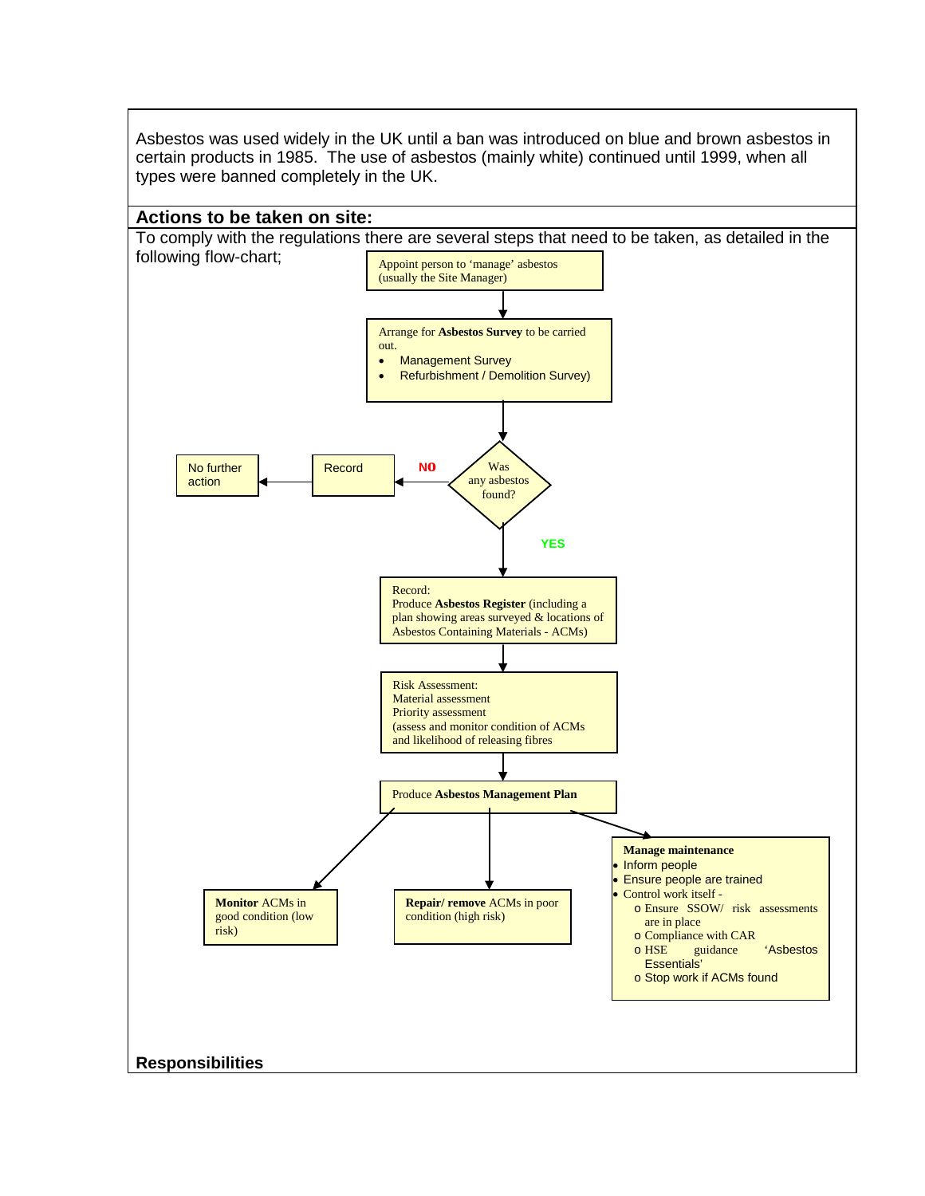Asbestos was used widely in the UK until a ban was introduced on blue and brown asbestos in certain products in 1985. The use of asbestos (mainly white) continued until 1999, when all types were banned completely in the UK.

## Actions to be taken on site:

To comply with the regulations there are several steps that need to be taken, as detailed in the following flow-chart;

Appoint person to 'manage' asbestos (usually the Site Manager)

↓

Arrange for **Asbestos Survey** to be carried out.

- Management Survey
- Refurbishment / Demolition Survey)

↓

Was any asbestos found?

- **NO** → Record → No further action
- **YES** ↓

Record:
Produce **Asbestos Register** (including a plan showing areas surveyed & locations of Asbestos Containing Materials - ACMs)

↓

Risk Assessment:
Material assessment
Priority assessment
(assess and monitor condition of ACMs and likelihood of releasing fibres

↓

Produce **Asbestos Management Plan**

↓

- **Monitor** ACMs in good condition (low risk)
- **Repair/ remove** ACMs in poor condition (high risk)
- **Manage maintenance**
  - Inform people
  - Ensure people are trained
  - Control work itself -
    - Ensure SSOW/ risk assessments are in place
    - Compliance with CAR
    - HSE guidance 'Asbestos Essentials'
    - Stop work if ACMs found

## Responsibilities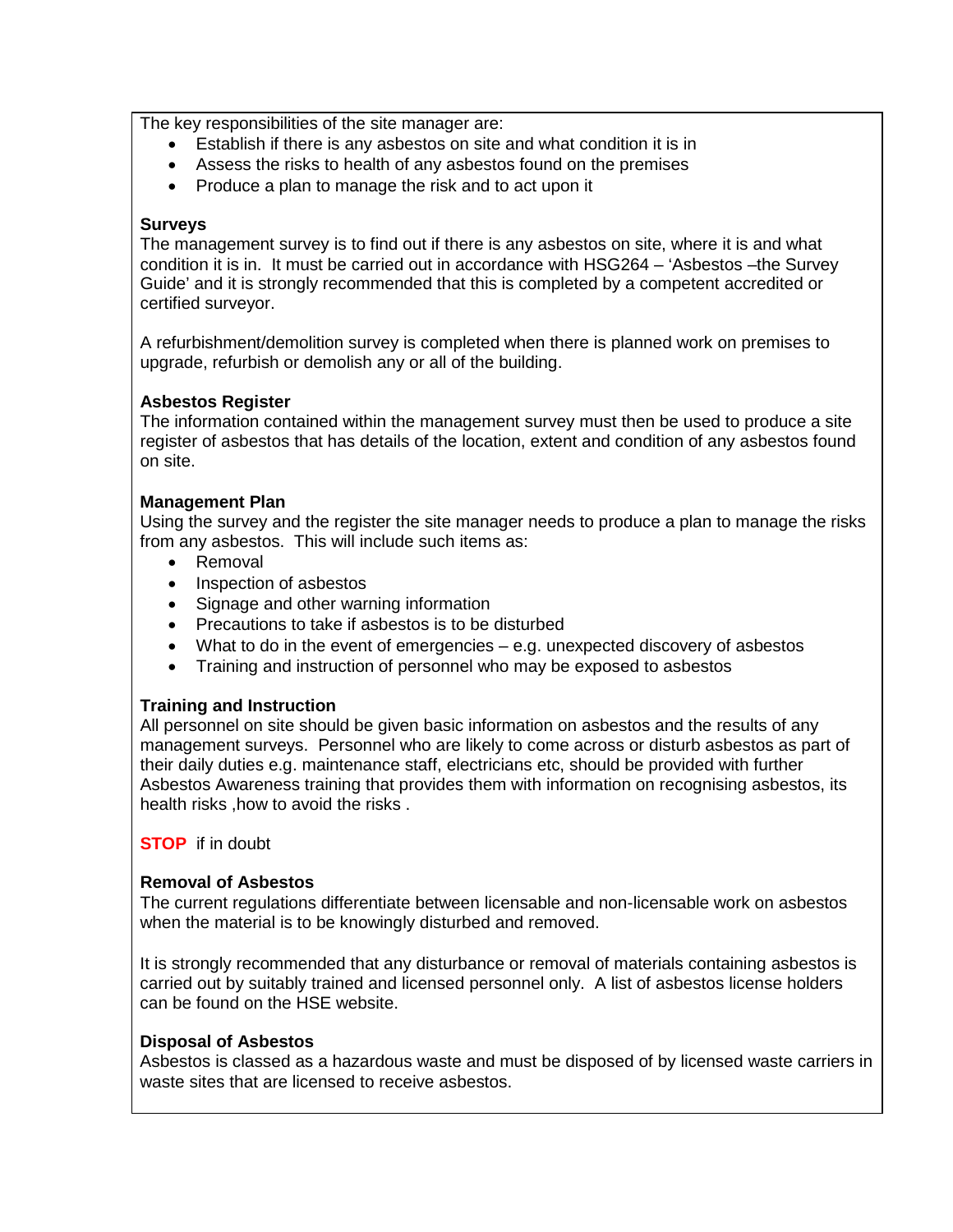The key responsibilities of the site manager are:

- Establish if there is any asbestos on site and what condition it is in
- Assess the risks to health of any asbestos found on the premises
- Produce a plan to manage the risk and to act upon it

**Surveys**

The management survey is to find out if there is any asbestos on site, where it is and what condition it is in. It must be carried out in accordance with HSG264 – 'Asbestos –the Survey Guide' and it is strongly recommended that this is completed by a competent accredited or certified surveyor.

A refurbishment/demolition survey is completed when there is planned work on premises to upgrade, refurbish or demolish any or all of the building.

**Asbestos Register**

The information contained within the management survey must then be used to produce a site register of asbestos that has details of the location, extent and condition of any asbestos found on site.

**Management Plan**

Using the survey and the register the site manager needs to produce a plan to manage the risks from any asbestos. This will include such items as:

- Removal
- Inspection of asbestos
- Signage and other warning information
- Precautions to take if asbestos is to be disturbed
- What to do in the event of emergencies – e.g. unexpected discovery of asbestos
- Training and instruction of personnel who may be exposed to asbestos

**Training and Instruction**

All personnel on site should be given basic information on asbestos and the results of any management surveys. Personnel who are likely to come across or disturb asbestos as part of their daily duties e.g. maintenance staff, electricians etc, should be provided with further Asbestos Awareness training that provides them with information on recognising asbestos, its health risks ,how to avoid the risks .

**STOP** if in doubt

**Removal of Asbestos**

The current regulations differentiate between licensable and non-licensable work on asbestos when the material is to be knowingly disturbed and removed.

It is strongly recommended that any disturbance or removal of materials containing asbestos is carried out by suitably trained and licensed personnel only. A list of asbestos license holders can be found on the HSE website.

**Disposal of Asbestos**

Asbestos is classed as a hazardous waste and must be disposed of by licensed waste carriers in waste sites that are licensed to receive asbestos.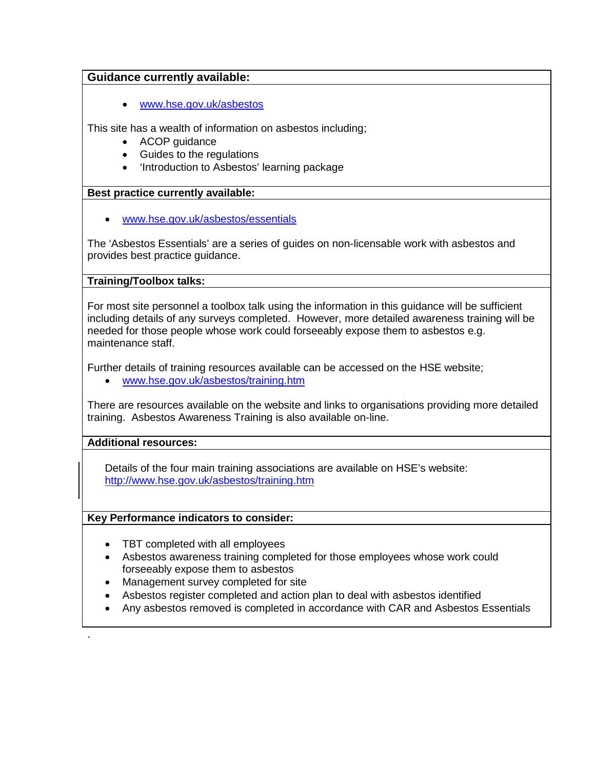**Guidance currently available:**

- www.hse.gov.uk/asbestos

This site has a wealth of information on asbestos including;

- ACOP guidance
- Guides to the regulations
- 'Introduction to Asbestos' learning package

**Best practice currently available:**

- www.hse.gov.uk/asbestos/essentials

The 'Asbestos Essentials' are a series of guides on non-licensable work with asbestos and provides best practice guidance.

**Training/Toolbox talks:**

For most site personnel a toolbox talk using the information in this guidance will be sufficient including details of any surveys completed. However, more detailed awareness training will be needed for those people whose work could forseeably expose them to asbestos e.g. maintenance staff.

Further details of training resources available can be accessed on the HSE website;

- www.hse.gov.uk/asbestos/training.htm

There are resources available on the website and links to organisations providing more detailed training. Asbestos Awareness Training is also available on-line.

**Additional resources:**

Details of the four main training associations are available on HSE's website: http://www.hse.gov.uk/asbestos/training.htm

**Key Performance indicators to consider:**

- TBT completed with all employees
- Asbestos awareness training completed for those employees whose work could forseeably expose them to asbestos
- Management survey completed for site
- Asbestos register completed and action plan to deal with asbestos identified
- Any asbestos removed is completed in accordance with CAR and Asbestos Essentials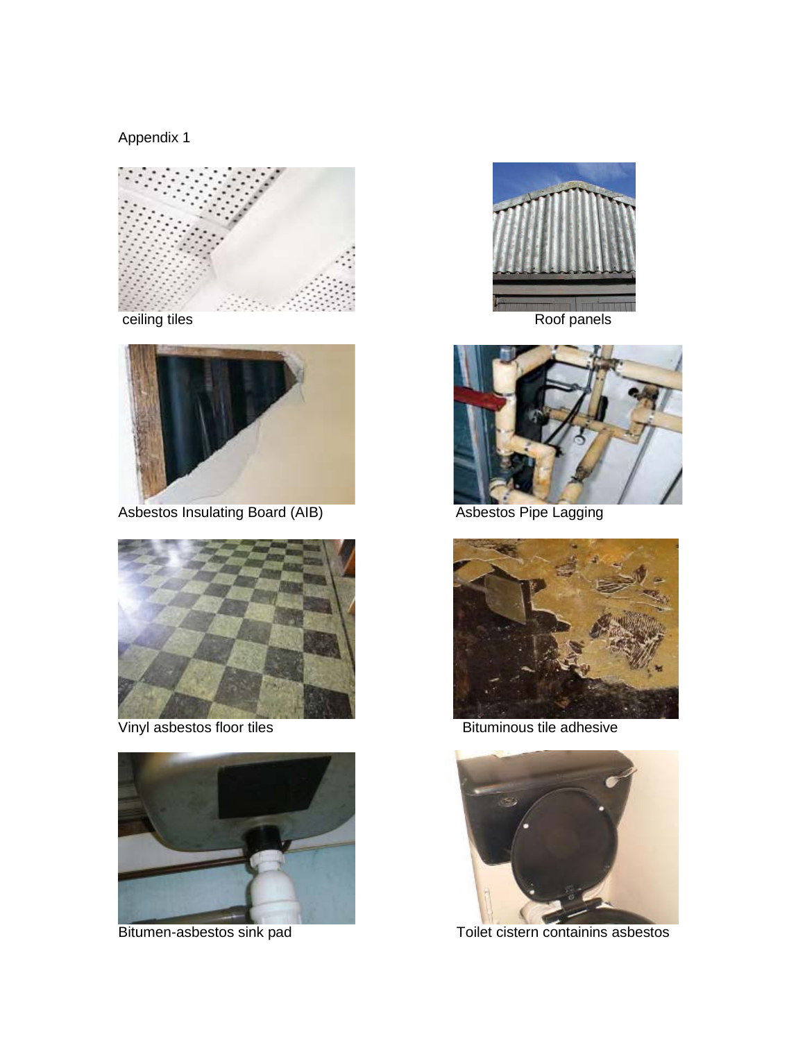Appendix 1

ceiling tiles

Roof panels

Asbestos Insulating Board (AIB)

Asbestos Pipe Lagging

Vinyl asbestos floor tiles

Bituminous tile adhesive

Bitumen-asbestos sink pad

Toilet cistern contaiinins asbestos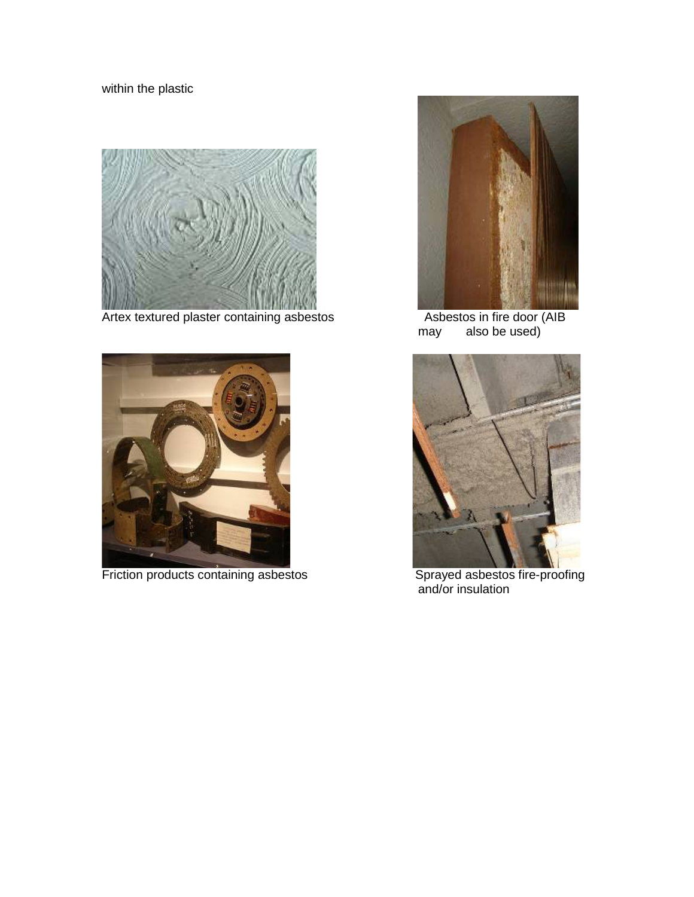within the plastic

Artex textured plaster containing asbestos

Asbestos in fire door (AIB may also be used)

Friction products containing asbestos

Sprayed asbestos fire-proofing and/or insulation